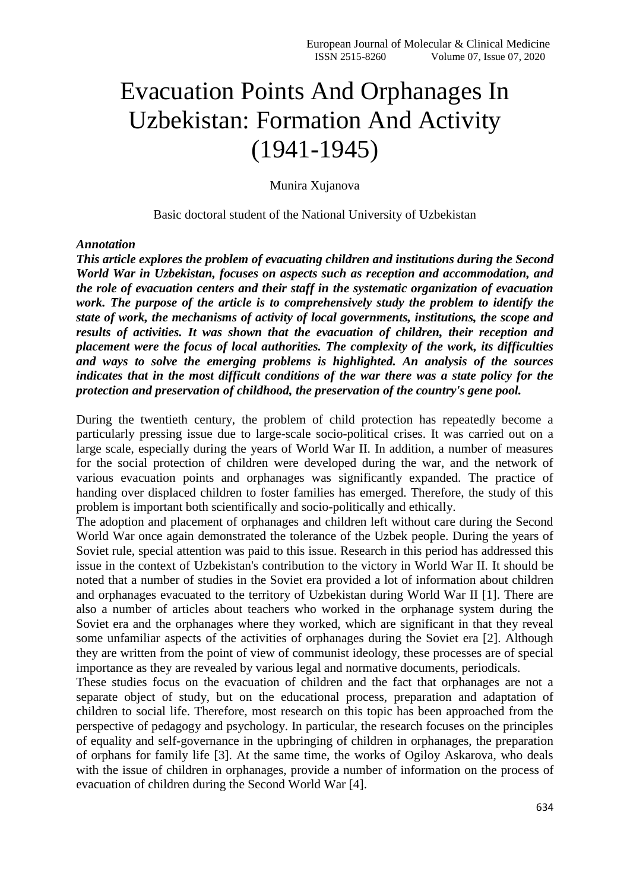# Evacuation Points And Orphanages In Uzbekistan: Formation And Activity (1941-1945)

Munira Xujanova

Basic doctoral student of the National University of Uzbekistan

***Annotation***

***This article explores the problem of evacuating children and institutions during the Second World War in Uzbekistan, focuses on aspects such as reception and accommodation, and the role of evacuation centers and their staff in the systematic organization of evacuation work. The purpose of the article is to comprehensively study the problem to identify the state of work, the mechanisms of activity of local governments, institutions, the scope and results of activities. It was shown that the evacuation of children, their reception and placement were the focus of local authorities. The complexity of the work, its difficulties and ways to solve the emerging problems is highlighted. An analysis of the sources indicates that in the most difficult conditions of the war there was a state policy for the protection and preservation of childhood, the preservation of the country's gene pool.***

During the twentieth century, the problem of child protection has repeatedly become a particularly pressing issue due to large-scale socio-political crises. It was carried out on a large scale, especially during the years of World War II. In addition, a number of measures for the social protection of children were developed during the war, and the network of various evacuation points and orphanages was significantly expanded. The practice of handing over displaced children to foster families has emerged. Therefore, the study of this problem is important both scientifically and socio-politically and ethically.

The adoption and placement of orphanages and children left without care during the Second World War once again demonstrated the tolerance of the Uzbek people. During the years of Soviet rule, special attention was paid to this issue. Research in this period has addressed this issue in the context of Uzbekistan's contribution to the victory in World War II. It should be noted that a number of studies in the Soviet era provided a lot of information about children and orphanages evacuated to the territory of Uzbekistan during World War II [1]. There are also a number of articles about teachers who worked in the orphanage system during the Soviet era and the orphanages where they worked, which are significant in that they reveal some unfamiliar aspects of the activities of orphanages during the Soviet era [2]. Although they are written from the point of view of communist ideology, these processes are of special importance as they are revealed by various legal and normative documents, periodicals.

These studies focus on the evacuation of children and the fact that orphanages are not a separate object of study, but on the educational process, preparation and adaptation of children to social life. Therefore, most research on this topic has been approached from the perspective of pedagogy and psychology. In particular, the research focuses on the principles of equality and self-governance in the upbringing of children in orphanages, the preparation of orphans for family life [3]. At the same time, the works of Ogiloy Askarova, who deals with the issue of children in orphanages, provide a number of information on the process of evacuation of children during the Second World War [4].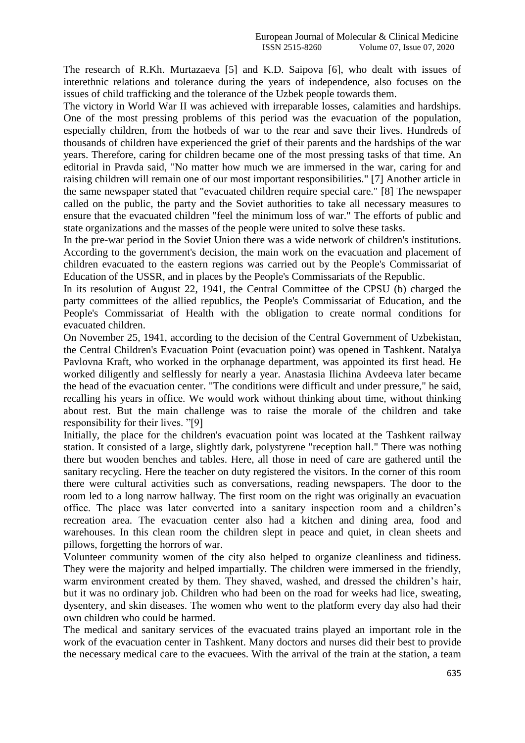The research of R.Kh. Murtazaeva [5] and K.D. Saipova [6], who dealt with issues of interethnic relations and tolerance during the years of independence, also focuses on the issues of child trafficking and the tolerance of the Uzbek people towards them.

The victory in World War II was achieved with irreparable losses, calamities and hardships. One of the most pressing problems of this period was the evacuation of the population, especially children, from the hotbeds of war to the rear and save their lives. Hundreds of thousands of children have experienced the grief of their parents and the hardships of the war years. Therefore, caring for children became one of the most pressing tasks of that time. An editorial in Pravda said, "No matter how much we are immersed in the war, caring for and raising children will remain one of our most important responsibilities." [7] Another article in the same newspaper stated that "evacuated children require special care." [8] The newspaper called on the public, the party and the Soviet authorities to take all necessary measures to ensure that the evacuated children "feel the minimum loss of war." The efforts of public and state organizations and the masses of the people were united to solve these tasks.

In the pre-war period in the Soviet Union there was a wide network of children's institutions. According to the government's decision, the main work on the evacuation and placement of children evacuated to the eastern regions was carried out by the People's Commissariat of Education of the USSR, and in places by the People's Commissariats of the Republic.

In its resolution of August 22, 1941, the Central Committee of the CPSU (b) charged the party committees of the allied republics, the People's Commissariat of Education, and the People's Commissariat of Health with the obligation to create normal conditions for evacuated children.

On November 25, 1941, according to the decision of the Central Government of Uzbekistan, the Central Children's Evacuation Point (evacuation point) was opened in Tashkent. Natalya Pavlovna Kraft, who worked in the orphanage department, was appointed its first head. He worked diligently and selflessly for nearly a year. Anastasia Ilichina Avdeeva later became the head of the evacuation center. "The conditions were difficult and under pressure," he said, recalling his years in office. We would work without thinking about time, without thinking about rest. But the main challenge was to raise the morale of the children and take responsibility for their lives. "[9]

Initially, the place for the children's evacuation point was located at the Tashkent railway station. It consisted of a large, slightly dark, polystyrene "reception hall." There was nothing there but wooden benches and tables. Here, all those in need of care are gathered until the sanitary recycling. Here the teacher on duty registered the visitors. In the corner of this room there were cultural activities such as conversations, reading newspapers. The door to the room led to a long narrow hallway. The first room on the right was originally an evacuation office. The place was later converted into a sanitary inspection room and a children's recreation area. The evacuation center also had a kitchen and dining area, food and warehouses. In this clean room the children slept in peace and quiet, in clean sheets and pillows, forgetting the horrors of war.

Volunteer community women of the city also helped to organize cleanliness and tidiness. They were the majority and helped impartially. The children were immersed in the friendly, warm environment created by them. They shaved, washed, and dressed the children's hair, but it was no ordinary job. Children who had been on the road for weeks had lice, sweating, dysentery, and skin diseases. The women who went to the platform every day also had their own children who could be harmed.

The medical and sanitary services of the evacuated trains played an important role in the work of the evacuation center in Tashkent. Many doctors and nurses did their best to provide the necessary medical care to the evacuees. With the arrival of the train at the station, a team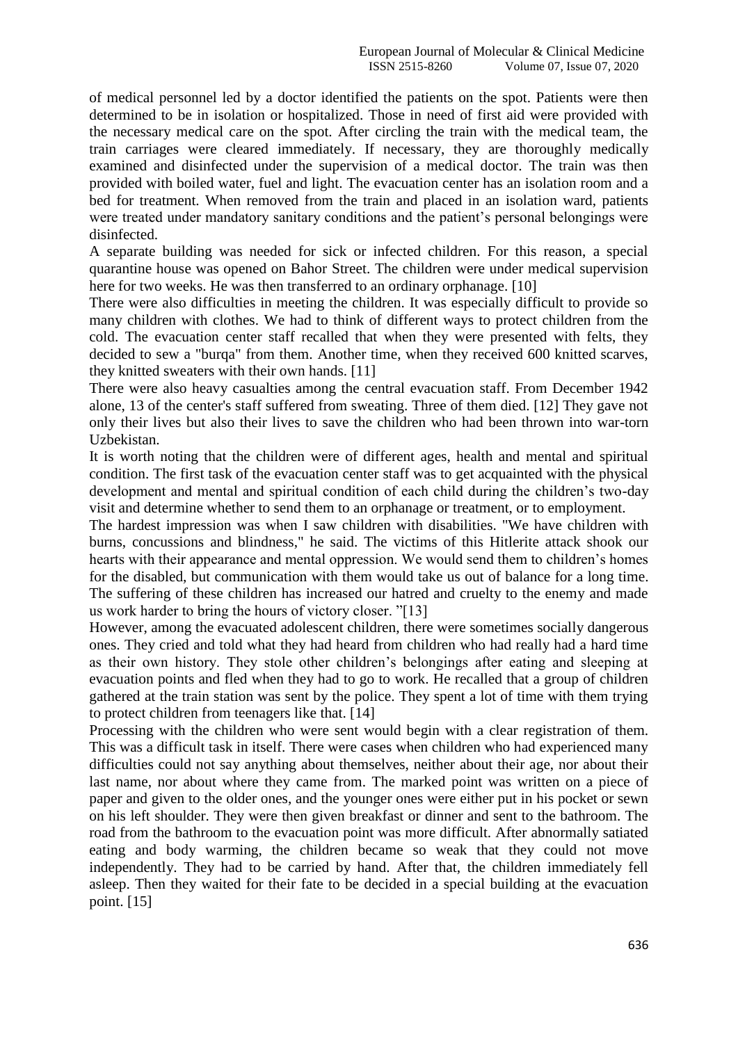of medical personnel led by a doctor identified the patients on the spot. Patients were then determined to be in isolation or hospitalized. Those in need of first aid were provided with the necessary medical care on the spot. After circling the train with the medical team, the train carriages were cleared immediately. If necessary, they are thoroughly medically examined and disinfected under the supervision of a medical doctor. The train was then provided with boiled water, fuel and light. The evacuation center has an isolation room and a bed for treatment. When removed from the train and placed in an isolation ward, patients were treated under mandatory sanitary conditions and the patient's personal belongings were disinfected.

A separate building was needed for sick or infected children. For this reason, a special quarantine house was opened on Bahor Street. The children were under medical supervision here for two weeks. He was then transferred to an ordinary orphanage. [10]

There were also difficulties in meeting the children. It was especially difficult to provide so many children with clothes. We had to think of different ways to protect children from the cold. The evacuation center staff recalled that when they were presented with felts, they decided to sew a "burqa" from them. Another time, when they received 600 knitted scarves, they knitted sweaters with their own hands. [11]

There were also heavy casualties among the central evacuation staff. From December 1942 alone, 13 of the center's staff suffered from sweating. Three of them died. [12] They gave not only their lives but also their lives to save the children who had been thrown into war-torn Uzbekistan.

It is worth noting that the children were of different ages, health and mental and spiritual condition. The first task of the evacuation center staff was to get acquainted with the physical development and mental and spiritual condition of each child during the children's two-day visit and determine whether to send them to an orphanage or treatment, or to employment.

The hardest impression was when I saw children with disabilities. "We have children with burns, concussions and blindness," he said. The victims of this Hitlerite attack shook our hearts with their appearance and mental oppression. We would send them to children's homes for the disabled, but communication with them would take us out of balance for a long time. The suffering of these children has increased our hatred and cruelty to the enemy and made us work harder to bring the hours of victory closer. "[13]

However, among the evacuated adolescent children, there were sometimes socially dangerous ones. They cried and told what they had heard from children who had really had a hard time as their own history. They stole other children's belongings after eating and sleeping at evacuation points and fled when they had to go to work. He recalled that a group of children gathered at the train station was sent by the police. They spent a lot of time with them trying to protect children from teenagers like that. [14]

Processing with the children who were sent would begin with a clear registration of them. This was a difficult task in itself. There were cases when children who had experienced many difficulties could not say anything about themselves, neither about their age, nor about their last name, nor about where they came from. The marked point was written on a piece of paper and given to the older ones, and the younger ones were either put in his pocket or sewn on his left shoulder. They were then given breakfast or dinner and sent to the bathroom. The road from the bathroom to the evacuation point was more difficult. After abnormally satiated eating and body warming, the children became so weak that they could not move independently. They had to be carried by hand. After that, the children immediately fell asleep. Then they waited for their fate to be decided in a special building at the evacuation point. [15]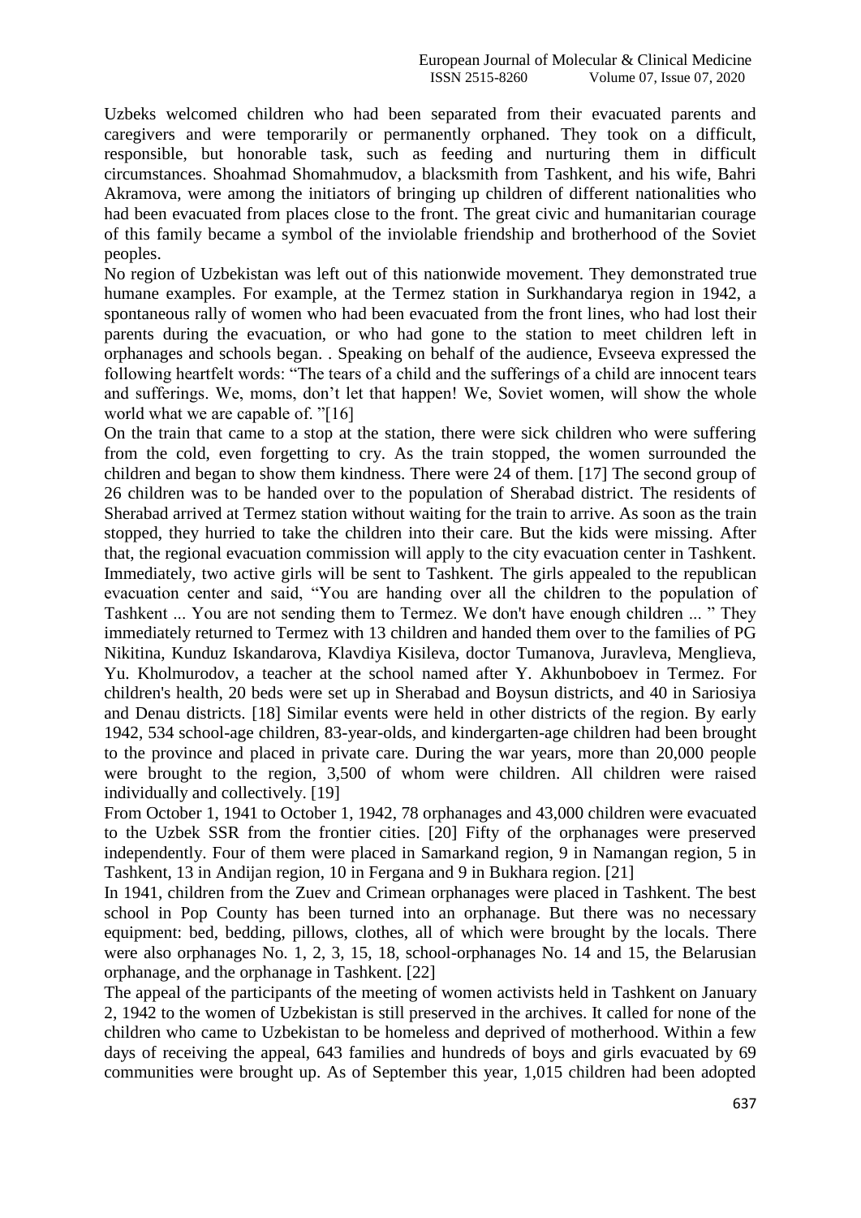Uzbeks welcomed children who had been separated from their evacuated parents and caregivers and were temporarily or permanently orphaned. They took on a difficult, responsible, but honorable task, such as feeding and nurturing them in difficult circumstances. Shoahmad Shomahmudov, a blacksmith from Tashkent, and his wife, Bahri Akramova, were among the initiators of bringing up children of different nationalities who had been evacuated from places close to the front. The great civic and humanitarian courage of this family became a symbol of the inviolable friendship and brotherhood of the Soviet peoples.

No region of Uzbekistan was left out of this nationwide movement. They demonstrated true humane examples. For example, at the Termez station in Surkhandarya region in 1942, a spontaneous rally of women who had been evacuated from the front lines, who had lost their parents during the evacuation, or who had gone to the station to meet children left in orphanages and schools began. . Speaking on behalf of the audience, Evseeva expressed the following heartfelt words: "The tears of a child and the sufferings of a child are innocent tears and sufferings. We, moms, don't let that happen! We, Soviet women, will show the whole world what we are capable of. "[16]

On the train that came to a stop at the station, there were sick children who were suffering from the cold, even forgetting to cry. As the train stopped, the women surrounded the children and began to show them kindness. There were 24 of them. [17] The second group of 26 children was to be handed over to the population of Sherabad district. The residents of Sherabad arrived at Termez station without waiting for the train to arrive. As soon as the train stopped, they hurried to take the children into their care. But the kids were missing. After that, the regional evacuation commission will apply to the city evacuation center in Tashkent. Immediately, two active girls will be sent to Tashkent. The girls appealed to the republican evacuation center and said, "You are handing over all the children to the population of Tashkent ... You are not sending them to Termez. We don't have enough children ... " They immediately returned to Termez with 13 children and handed them over to the families of PG Nikitina, Kunduz Iskandarova, Klavdiya Kisileva, doctor Tumanova, Juravleva, Menglieva, Yu. Kholmurodov, a teacher at the school named after Y. Akhunboboev in Termez. For children's health, 20 beds were set up in Sherabad and Boysun districts, and 40 in Sariosiya and Denau districts. [18] Similar events were held in other districts of the region. By early 1942, 534 school-age children, 83-year-olds, and kindergarten-age children had been brought to the province and placed in private care. During the war years, more than 20,000 people were brought to the region, 3,500 of whom were children. All children were raised individually and collectively. [19]

From October 1, 1941 to October 1, 1942, 78 orphanages and 43,000 children were evacuated to the Uzbek SSR from the frontier cities. [20] Fifty of the orphanages were preserved independently. Four of them were placed in Samarkand region, 9 in Namangan region, 5 in Tashkent, 13 in Andijan region, 10 in Fergana and 9 in Bukhara region. [21]

In 1941, children from the Zuev and Crimean orphanages were placed in Tashkent. The best school in Pop County has been turned into an orphanage. But there was no necessary equipment: bed, bedding, pillows, clothes, all of which were brought by the locals. There were also orphanages No. 1, 2, 3, 15, 18, school-orphanages No. 14 and 15, the Belarusian orphanage, and the orphanage in Tashkent. [22]

The appeal of the participants of the meeting of women activists held in Tashkent on January 2, 1942 to the women of Uzbekistan is still preserved in the archives. It called for none of the children who came to Uzbekistan to be homeless and deprived of motherhood. Within a few days of receiving the appeal, 643 families and hundreds of boys and girls evacuated by 69 communities were brought up. As of September this year, 1,015 children had been adopted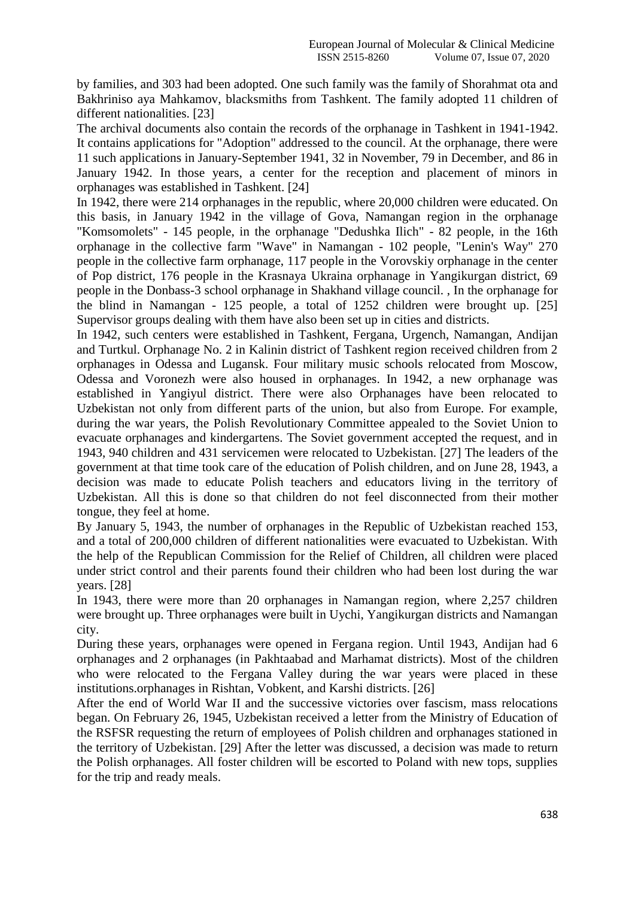by families, and 303 had been adopted. One such family was the family of Shorahmat ota and Bakhriniso aya Mahkamov, blacksmiths from Tashkent. The family adopted 11 children of different nationalities. [23]

The archival documents also contain the records of the orphanage in Tashkent in 1941-1942. It contains applications for "Adoption" addressed to the council. At the orphanage, there were 11 such applications in January-September 1941, 32 in November, 79 in December, and 86 in January 1942. In those years, a center for the reception and placement of minors in orphanages was established in Tashkent. [24]

In 1942, there were 214 orphanages in the republic, where 20,000 children were educated. On this basis, in January 1942 in the village of Gova, Namangan region in the orphanage "Komsomolets" - 145 people, in the orphanage "Dedushka Ilich" - 82 people, in the 16th orphanage in the collective farm "Wave" in Namangan - 102 people, "Lenin's Way" 270 people in the collective farm orphanage, 117 people in the Vorovskiy orphanage in the center of Pop district, 176 people in the Krasnaya Ukraina orphanage in Yangikurgan district, 69 people in the Donbass-3 school orphanage in Shakhand village council. , In the orphanage for the blind in Namangan - 125 people, a total of 1252 children were brought up. [25] Supervisor groups dealing with them have also been set up in cities and districts.

In 1942, such centers were established in Tashkent, Fergana, Urgench, Namangan, Andijan and Turtkul. Orphanage No. 2 in Kalinin district of Tashkent region received children from 2 orphanages in Odessa and Lugansk. Four military music schools relocated from Moscow, Odessa and Voronezh were also housed in orphanages. In 1942, a new orphanage was established in Yangiyul district. There were also Orphanages have been relocated to Uzbekistan not only from different parts of the union, but also from Europe. For example, during the war years, the Polish Revolutionary Committee appealed to the Soviet Union to evacuate orphanages and kindergartens. The Soviet government accepted the request, and in 1943, 940 children and 431 servicemen were relocated to Uzbekistan. [27] The leaders of the government at that time took care of the education of Polish children, and on June 28, 1943, a decision was made to educate Polish teachers and educators living in the territory of Uzbekistan. All this is done so that children do not feel disconnected from their mother tongue, they feel at home.

By January 5, 1943, the number of orphanages in the Republic of Uzbekistan reached 153, and a total of 200,000 children of different nationalities were evacuated to Uzbekistan. With the help of the Republican Commission for the Relief of Children, all children were placed under strict control and their parents found their children who had been lost during the war years. [28]

In 1943, there were more than 20 orphanages in Namangan region, where 2,257 children were brought up. Three orphanages were built in Uychi, Yangikurgan districts and Namangan city.

During these years, orphanages were opened in Fergana region. Until 1943, Andijan had 6 orphanages and 2 orphanages (in Pakhtaabad and Marhamat districts). Most of the children who were relocated to the Fergana Valley during the war years were placed in these institutions.orphanages in Rishtan, Vobkent, and Karshi districts. [26]

After the end of World War II and the successive victories over fascism, mass relocations began. On February 26, 1945, Uzbekistan received a letter from the Ministry of Education of the RSFSR requesting the return of employees of Polish children and orphanages stationed in the territory of Uzbekistan. [29] After the letter was discussed, a decision was made to return the Polish orphanages. All foster children will be escorted to Poland with new tops, supplies for the trip and ready meals.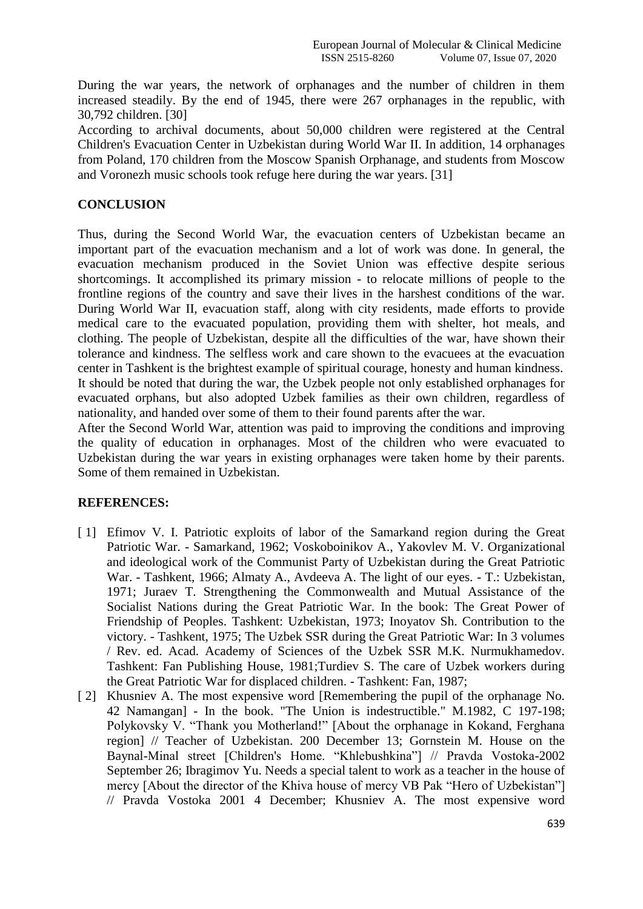During the war years, the network of orphanages and the number of children in them increased steadily. By the end of 1945, there were 267 orphanages in the republic, with 30,792 children. [30]

According to archival documents, about 50,000 children were registered at the Central Children's Evacuation Center in Uzbekistan during World War II. In addition, 14 orphanages from Poland, 170 children from the Moscow Spanish Orphanage, and students from Moscow and Voronezh music schools took refuge here during the war years. [31]

## CONCLUSION

Thus, during the Second World War, the evacuation centers of Uzbekistan became an important part of the evacuation mechanism and a lot of work was done. In general, the evacuation mechanism produced in the Soviet Union was effective despite serious shortcomings. It accomplished its primary mission - to relocate millions of people to the frontline regions of the country and save their lives in the harshest conditions of the war. During World War II, evacuation staff, along with city residents, made efforts to provide medical care to the evacuated population, providing them with shelter, hot meals, and clothing. The people of Uzbekistan, despite all the difficulties of the war, have shown their tolerance and kindness. The selfless work and care shown to the evacuees at the evacuation center in Tashkent is the brightest example of spiritual courage, honesty and human kindness.

It should be noted that during the war, the Uzbek people not only established orphanages for evacuated orphans, but also adopted Uzbek families as their own children, regardless of nationality, and handed over some of them to their found parents after the war.

After the Second World War, attention was paid to improving the conditions and improving the quality of education in orphanages. Most of the children who were evacuated to Uzbekistan during the war years in existing orphanages were taken home by their parents. Some of them remained in Uzbekistan.

## REFERENCES:

- [ 1] Efimov V. I. Patriotic exploits of labor of the Samarkand region during the Great Patriotic War. - Samarkand, 1962; Voskoboinikov A., Yakovlev M. V. Organizational and ideological work of the Communist Party of Uzbekistan during the Great Patriotic War. - Tashkent, 1966; Almaty A., Avdeeva A. The light of our eyes. - T.: Uzbekistan, 1971; Juraev T. Strengthening the Commonwealth and Mutual Assistance of the Socialist Nations during the Great Patriotic War. In the book: The Great Power of Friendship of Peoples. Tashkent: Uzbekistan, 1973; Inoyatov Sh. Contribution to the victory. - Tashkent, 1975; The Uzbek SSR during the Great Patriotic War: In 3 volumes / Rev. ed. Acad. Academy of Sciences of the Uzbek SSR M.K. Nurmukhamedov. Tashkent: Fan Publishing House, 1981;Turdiev S. The care of Uzbek workers during the Great Patriotic War for displaced children. - Tashkent: Fan, 1987;
- [ 2] Khusniev A. The most expensive word [Remembering the pupil of the orphanage No. 42 Namangan] - In the book. "The Union is indestructible." M.1982, C 197-198; Polykovsky V. "Thank you Motherland!" [About the orphanage in Kokand, Ferghana region] // Teacher of Uzbekistan. 200 December 13; Gornstein M. House on the Baynal-Minal street [Children's Home. "Khlebushkina"] // Pravda Vostoka-2002 September 26; Ibragimov Yu. Needs a special talent to work as a teacher in the house of mercy [About the director of the Khiva house of mercy VB Pak "Hero of Uzbekistan"] // Pravda Vostoka 2001 4 December; Khusniev A. The most expensive word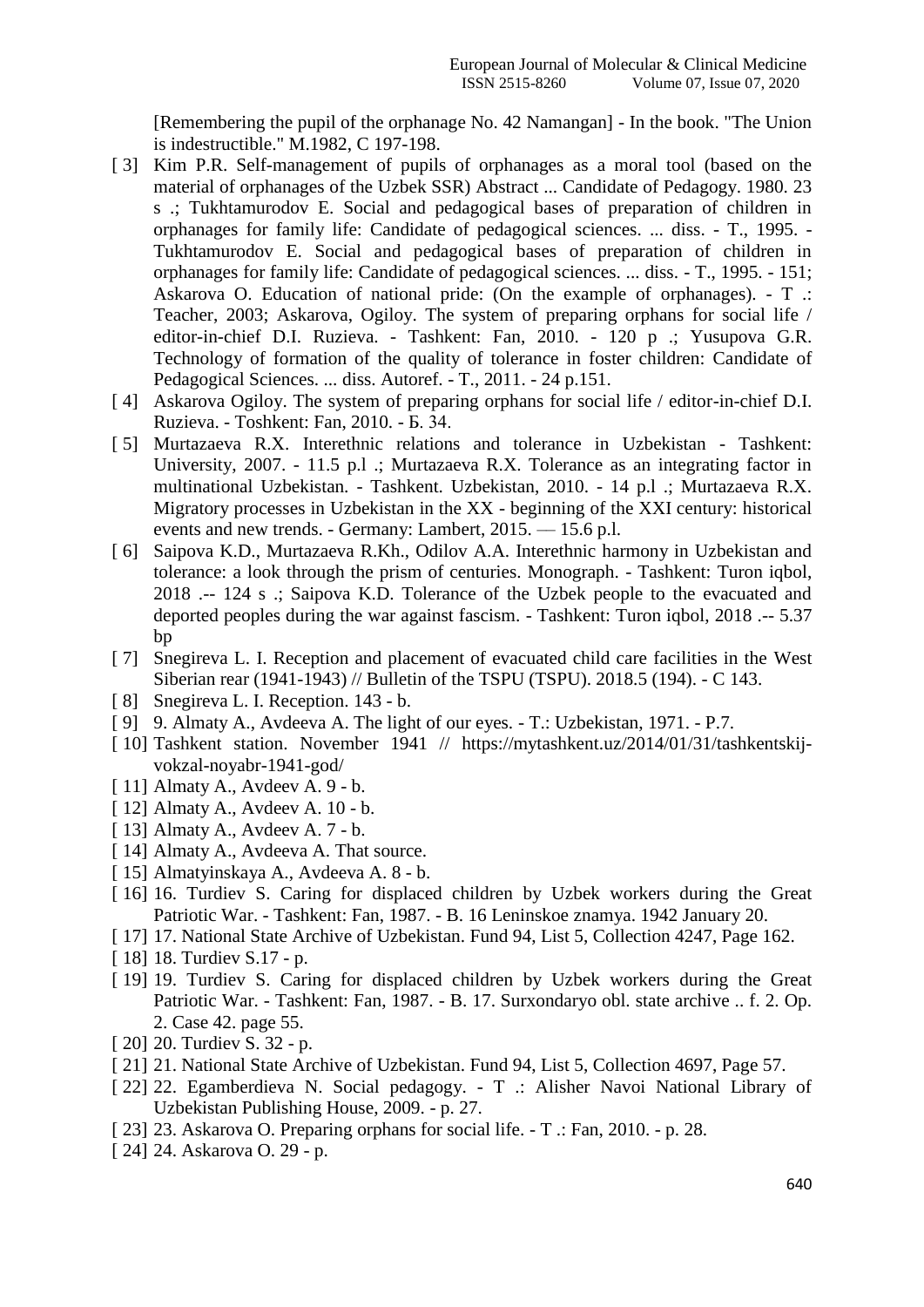[Remembering the pupil of the orphanage No. 42 Namangan] - In the book. "The Union is indestructible." M.1982, C 197-198.

[ 3] Kim P.R. Self-management of pupils of orphanages as a moral tool (based on the material of orphanages of the Uzbek SSR) Abstract ... Candidate of Pedagogy. 1980. 23 s .; Tukhtamurodov E. Social and pedagogical bases of preparation of children in orphanages for family life: Candidate of pedagogical sciences. ... diss. - T., 1995. - Tukhtamurodov E. Social and pedagogical bases of preparation of children in orphanages for family life: Candidate of pedagogical sciences. ... diss. - T., 1995. - 151; Askarova O. Education of national pride: (On the example of orphanages). - T .: Teacher, 2003; Askarova, Ogiloy. The system of preparing orphans for social life / editor-in-chief D.I. Ruzieva. - Tashkent: Fan, 2010. - 120 p .; Yusupova G.R. Technology of formation of the quality of tolerance in foster children: Candidate of Pedagogical Sciences. ... diss. Autoref. - T., 2011. - 24 p.151.

[ 4] Askarova Ogiloy. The system of preparing orphans for social life / editor-in-chief D.I. Ruzieva. - Toshkent: Fan, 2010. - Б. 34.

[ 5] Murtazaeva R.X. Interethnic relations and tolerance in Uzbekistan - Tashkent: University, 2007. - 11.5 p.l .; Murtazaeva R.X. Tolerance as an integrating factor in multinational Uzbekistan. - Tashkent. Uzbekistan, 2010. - 14 p.l .; Murtazaeva R.X. Migratory processes in Uzbekistan in the XX - beginning of the XXI century: historical events and new trends. - Germany: Lambert, 2015. — 15.6 p.l.

[ 6] Saipova K.D., Murtazaeva R.Kh., Odilov A.A. Interethnic harmony in Uzbekistan and tolerance: a look through the prism of centuries. Monograph. - Tashkent: Turon iqbol, 2018 .-- 124 s .; Saipova K.D. Tolerance of the Uzbek people to the evacuated and deported peoples during the war against fascism. - Tashkent: Turon iqbol, 2018 .-- 5.37 bp

[ 7] Snegireva L. I. Reception and placement of evacuated child care facilities in the West Siberian rear (1941-1943) // Bulletin of the TSPU (TSPU). 2018.5 (194). - C 143.

[ 8] Snegireva L. I. Reception. 143 - b.

[ 9] 9. Almaty A., Avdeeva A. The light of our eyes. - T.: Uzbekistan, 1971. - P.7.

[ 10] Tashkent station. November 1941 // https://mytashkent.uz/2014/01/31/tashkentskij-vokzal-noyabr-1941-god/

[ 11] Almaty A., Avdeev A. 9 - b.

[ 12] Almaty A., Avdeev A. 10 - b.

[ 13] Almaty A., Avdeev A. 7 - b.

[ 14] Almaty A., Avdeeva A. That source.

[ 15] Almatyinskaya A., Avdeeva A. 8 - b.

[ 16] 16. Turdiev S. Caring for displaced children by Uzbek workers during the Great Patriotic War. - Tashkent: Fan, 1987. - B. 16 Leninskoe znamya. 1942 January 20.

[ 17] 17. National State Archive of Uzbekistan. Fund 94, List 5, Collection 4247, Page 162.

[ 18] 18. Turdiev S.17 - p.

[ 19] 19. Turdiev S. Caring for displaced children by Uzbek workers during the Great Patriotic War. - Tashkent: Fan, 1987. - B. 17. Surxondaryo obl. state archive .. f. 2. Op. 2. Case 42. page 55.

[ 20] 20. Turdiev S. 32 - p.

[ 21] 21. National State Archive of Uzbekistan. Fund 94, List 5, Collection 4697, Page 57.

[ 22] 22. Egamberdieva N. Social pedagogy. - T .: Alisher Navoi National Library of Uzbekistan Publishing House, 2009. - p. 27.

[ 23] 23. Askarova O. Preparing orphans for social life. - T .: Fan, 2010. - p. 28.

[ 24] 24. Askarova O. 29 - p.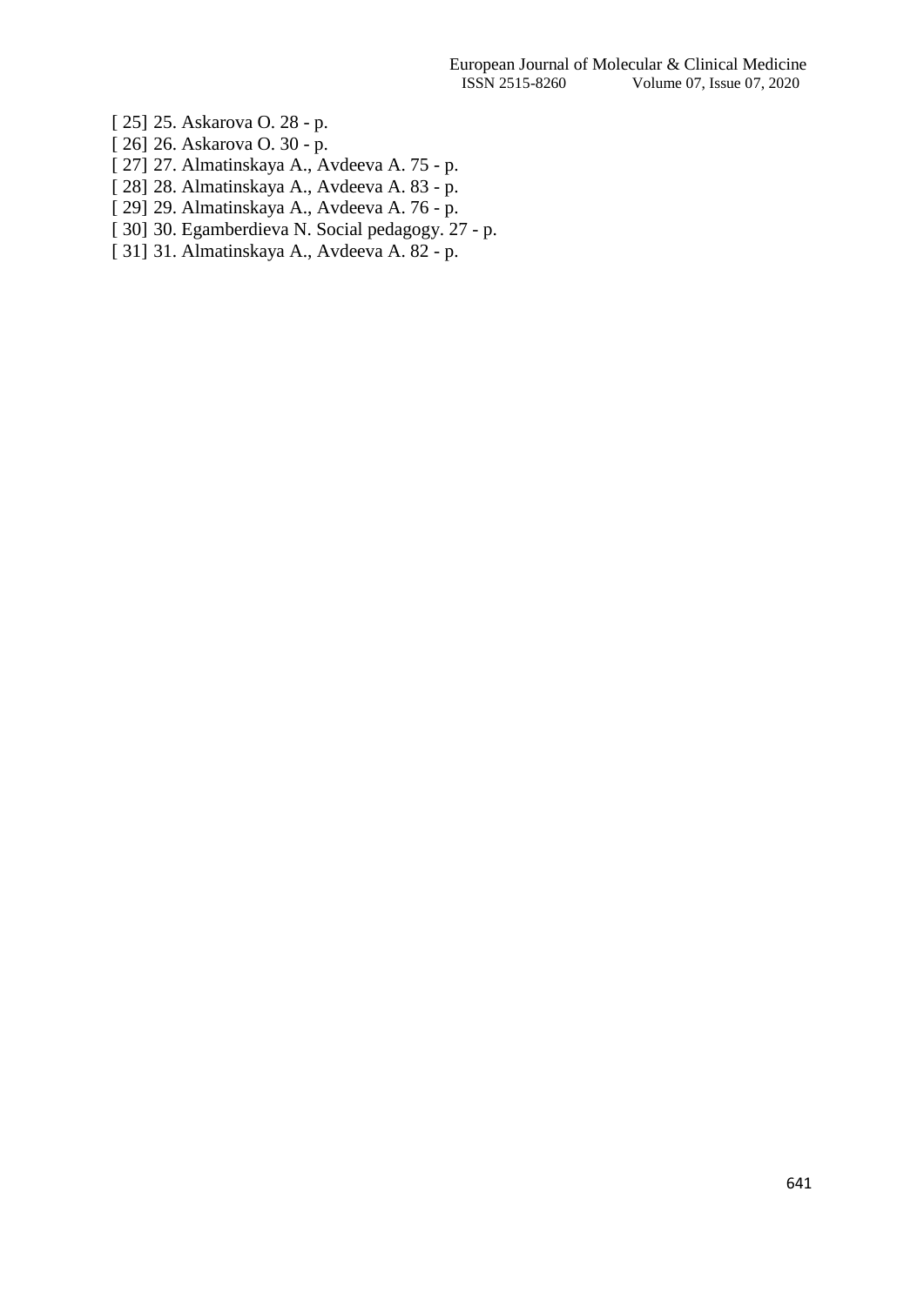[ 25] 25. Askarova O. 28 - p.

[ 26] 26. Askarova O. 30 - p.

[ 27] 27. Almatinskaya A., Avdeeva A. 75 - p.

[ 28] 28. Almatinskaya A., Avdeeva A. 83 - p.

[ 29] 29. Almatinskaya A., Avdeeva A. 76 - p.

[ 30] 30. Egamberdieva N. Social pedagogy. 27 - p.

[ 31] 31. Almatinskaya A., Avdeeva A. 82 - p.